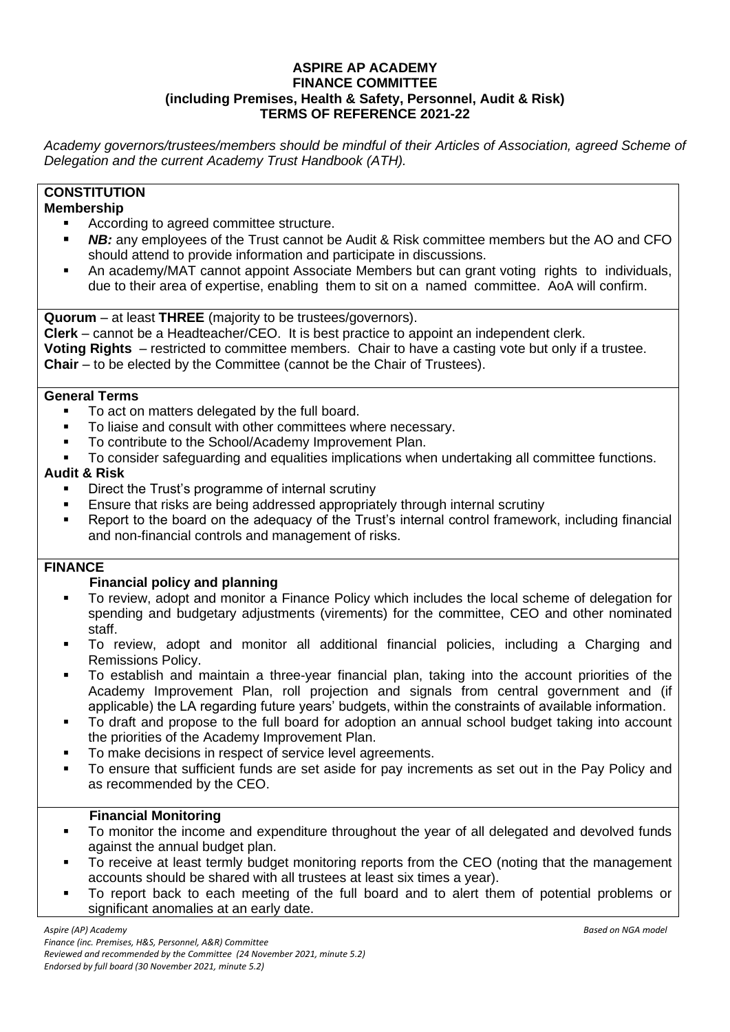**ASPIRE AP ACADEMY**
**FINANCE COMMITTEE**
**(including Premises, Health & Safety, Personnel, Audit & Risk)**
**TERMS OF REFERENCE 2021-22**

*Academy governors/trustees/members should be mindful of their Articles of Association, agreed Scheme of Delegation and the current Academy Trust Handbook (ATH).*

## CONSTITUTION

**Membership**

- According to agreed committee structure.
- ***NB:*** any employees of the Trust cannot be Audit & Risk committee members but the AO and CFO should attend to provide information and participate in discussions.
- An academy/MAT cannot appoint Associate Members but can grant voting rights to individuals, due to their area of expertise, enabling them to sit on a named committee. AoA will confirm.

**Quorum** – at least **THREE** (majority to be trustees/governors).
**Clerk** – cannot be a Headteacher/CEO. It is best practice to appoint an independent clerk.
**Voting Rights** – restricted to committee members. Chair to have a casting vote but only if a trustee.
**Chair** – to be elected by the Committee (cannot be the Chair of Trustees).

**General Terms**

- To act on matters delegated by the full board.
- To liaise and consult with other committees where necessary.
- To contribute to the School/Academy Improvement Plan.
- To consider safeguarding and equalities implications when undertaking all committee functions.

**Audit & Risk**

- Direct the Trust's programme of internal scrutiny
- Ensure that risks are being addressed appropriately through internal scrutiny
- Report to the board on the adequacy of the Trust's internal control framework, including financial and non-financial controls and management of risks.

## FINANCE

**Financial policy and planning**

- To review, adopt and monitor a Finance Policy which includes the local scheme of delegation for spending and budgetary adjustments (virements) for the committee, CEO and other nominated staff.
- To review, adopt and monitor all additional financial policies, including a Charging and Remissions Policy.
- To establish and maintain a three-year financial plan, taking into the account priorities of the Academy Improvement Plan, roll projection and signals from central government and (if applicable) the LA regarding future years' budgets, within the constraints of available information.
- To draft and propose to the full board for adoption an annual school budget taking into account the priorities of the Academy Improvement Plan.
- To make decisions in respect of service level agreements.
- To ensure that sufficient funds are set aside for pay increments as set out in the Pay Policy and as recommended by the CEO.

**Financial Monitoring**

- To monitor the income and expenditure throughout the year of all delegated and devolved funds against the annual budget plan.
- To receive at least termly budget monitoring reports from the CEO (noting that the management accounts should be shared with all trustees at least six times a year).
- To report back to each meeting of the full board and to alert them of potential problems or significant anomalies at an early date.

*Aspire (AP) Academy* *Based on NGA model*
*Finance (inc. Premises, H&S, Personnel, A&R) Committee*
*Reviewed and recommended by the Committee (24 November 2021, minute 5.2)*
*Endorsed by full board (30 November 2021, minute 5.2)*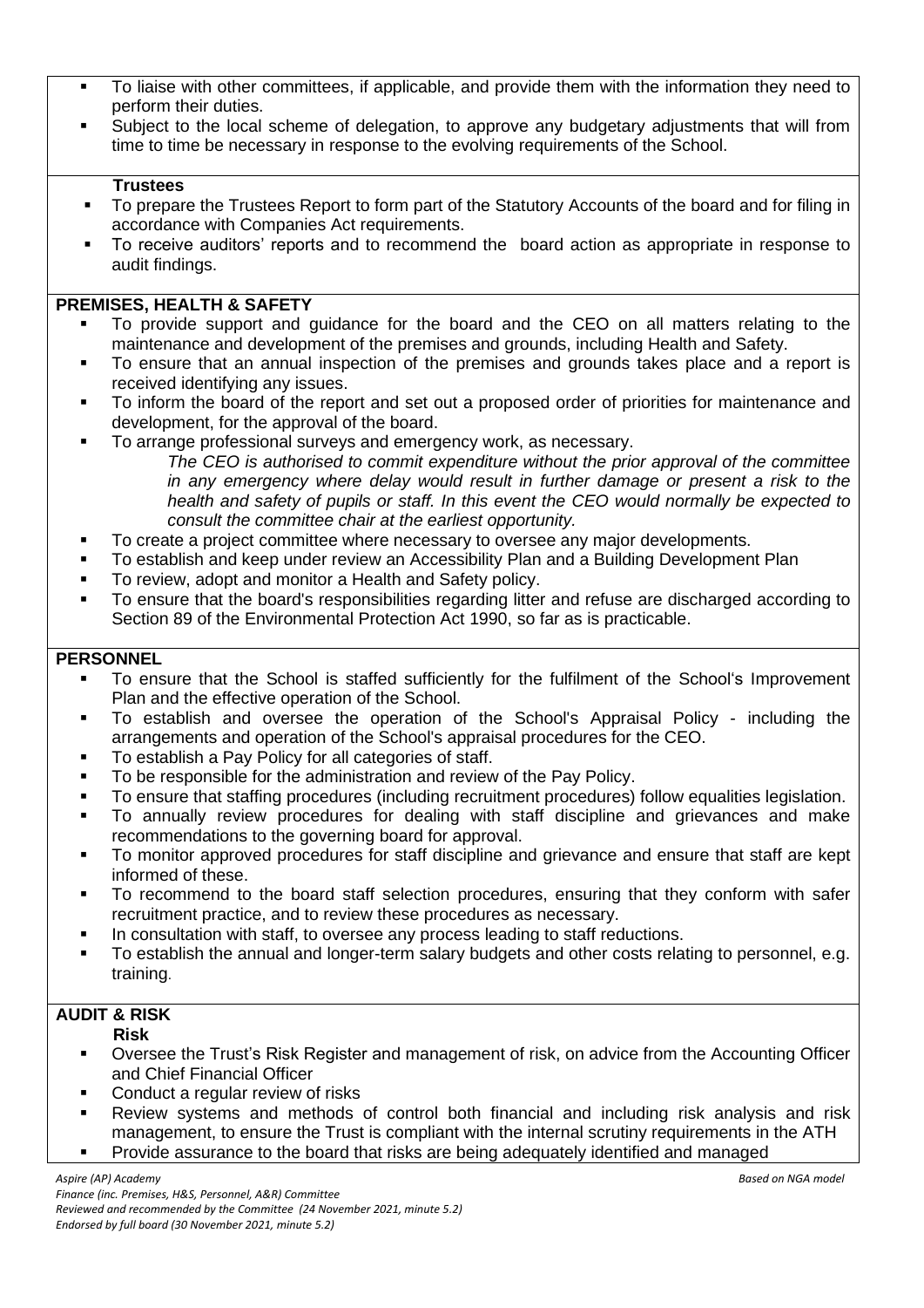- To liaise with other committees, if applicable, and provide them with the information they need to perform their duties.
- Subject to the local scheme of delegation, to approve any budgetary adjustments that will from time to time be necessary in response to the evolving requirements of the School.

**Trustees**

- To prepare the Trustees Report to form part of the Statutory Accounts of the board and for filing in accordance with Companies Act requirements.
- To receive auditors' reports and to recommend the board action as appropriate in response to audit findings.

**PREMISES, HEALTH & SAFETY**

- To provide support and guidance for the board and the CEO on all matters relating to the maintenance and development of the premises and grounds, including Health and Safety.
- To ensure that an annual inspection of the premises and grounds takes place and a report is received identifying any issues.
- To inform the board of the report and set out a proposed order of priorities for maintenance and development, for the approval of the board.
- To arrange professional surveys and emergency work, as necessary.

  *The CEO is authorised to commit expenditure without the prior approval of the committee in any emergency where delay would result in further damage or present a risk to the health and safety of pupils or staff. In this event the CEO would normally be expected to consult the committee chair at the earliest opportunity.*
- To create a project committee where necessary to oversee any major developments.
- To establish and keep under review an Accessibility Plan and a Building Development Plan
- To review, adopt and monitor a Health and Safety policy.
- To ensure that the board's responsibilities regarding litter and refuse are discharged according to Section 89 of the Environmental Protection Act 1990, so far as is practicable.

**PERSONNEL**

- To ensure that the School is staffed sufficiently for the fulfilment of the School's Improvement Plan and the effective operation of the School.
- To establish and oversee the operation of the School's Appraisal Policy - including the arrangements and operation of the School's appraisal procedures for the CEO.
- To establish a Pay Policy for all categories of staff.
- To be responsible for the administration and review of the Pay Policy.
- To ensure that staffing procedures (including recruitment procedures) follow equalities legislation.
- To annually review procedures for dealing with staff discipline and grievances and make recommendations to the governing board for approval.
- To monitor approved procedures for staff discipline and grievance and ensure that staff are kept informed of these.
- To recommend to the board staff selection procedures, ensuring that they conform with safer recruitment practice, and to review these procedures as necessary.
- In consultation with staff, to oversee any process leading to staff reductions.
- To establish the annual and longer-term salary budgets and other costs relating to personnel, e.g. training.

**AUDIT & RISK**

**Risk**

- Oversee the Trust's Risk Register and management of risk, on advice from the Accounting Officer and Chief Financial Officer
- Conduct a regular review of risks
- Review systems and methods of control both financial and including risk analysis and risk management, to ensure the Trust is compliant with the internal scrutiny requirements in the ATH
- Provide assurance to the board that risks are being adequately identified and managed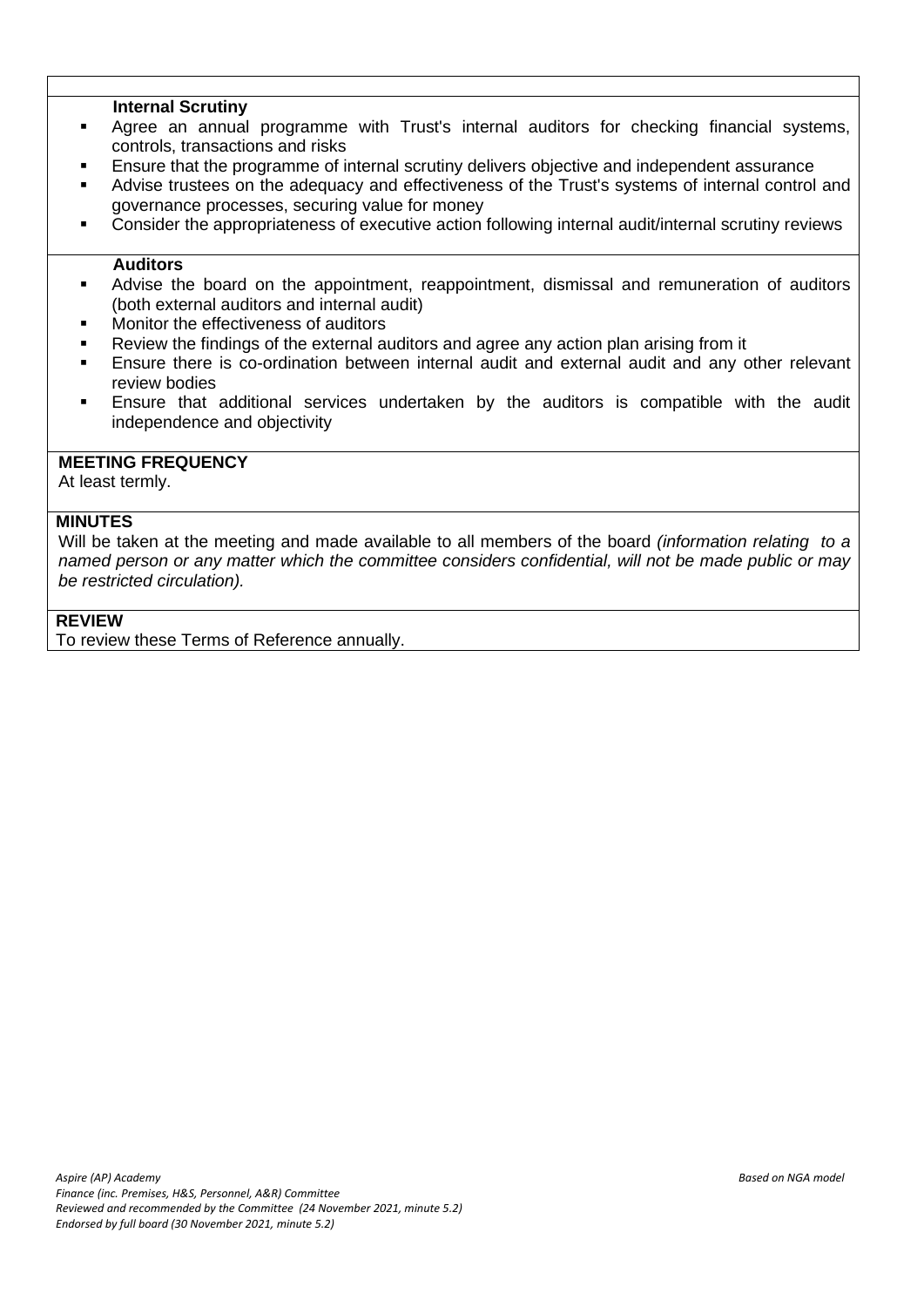**Internal Scrutiny**

- Agree an annual programme with Trust's internal auditors for checking financial systems, controls, transactions and risks
- Ensure that the programme of internal scrutiny delivers objective and independent assurance
- Advise trustees on the adequacy and effectiveness of the Trust's systems of internal control and governance processes, securing value for money
- Consider the appropriateness of executive action following internal audit/internal scrutiny reviews

**Auditors**

- Advise the board on the appointment, reappointment, dismissal and remuneration of auditors (both external auditors and internal audit)
- Monitor the effectiveness of auditors
- Review the findings of the external auditors and agree any action plan arising from it
- Ensure there is co-ordination between internal audit and external audit and any other relevant review bodies
- Ensure that additional services undertaken by the auditors is compatible with the audit independence and objectivity

**MEETING FREQUENCY**

At least termly.

**MINUTES**

Will be taken at the meeting and made available to all members of the board *(information relating to a named person or any matter which the committee considers confidential, will not be made public or may be restricted circulation).*

**REVIEW**

To review these Terms of Reference annually.

*Aspire (AP) Academy*
*Finance (inc. Premises, H&S, Personnel, A&R) Committee*
*Reviewed and recommended by the Committee (24 November 2021, minute 5.2)*
*Endorsed by full board (30 November 2021, minute 5.2)*

*Based on NGA model*